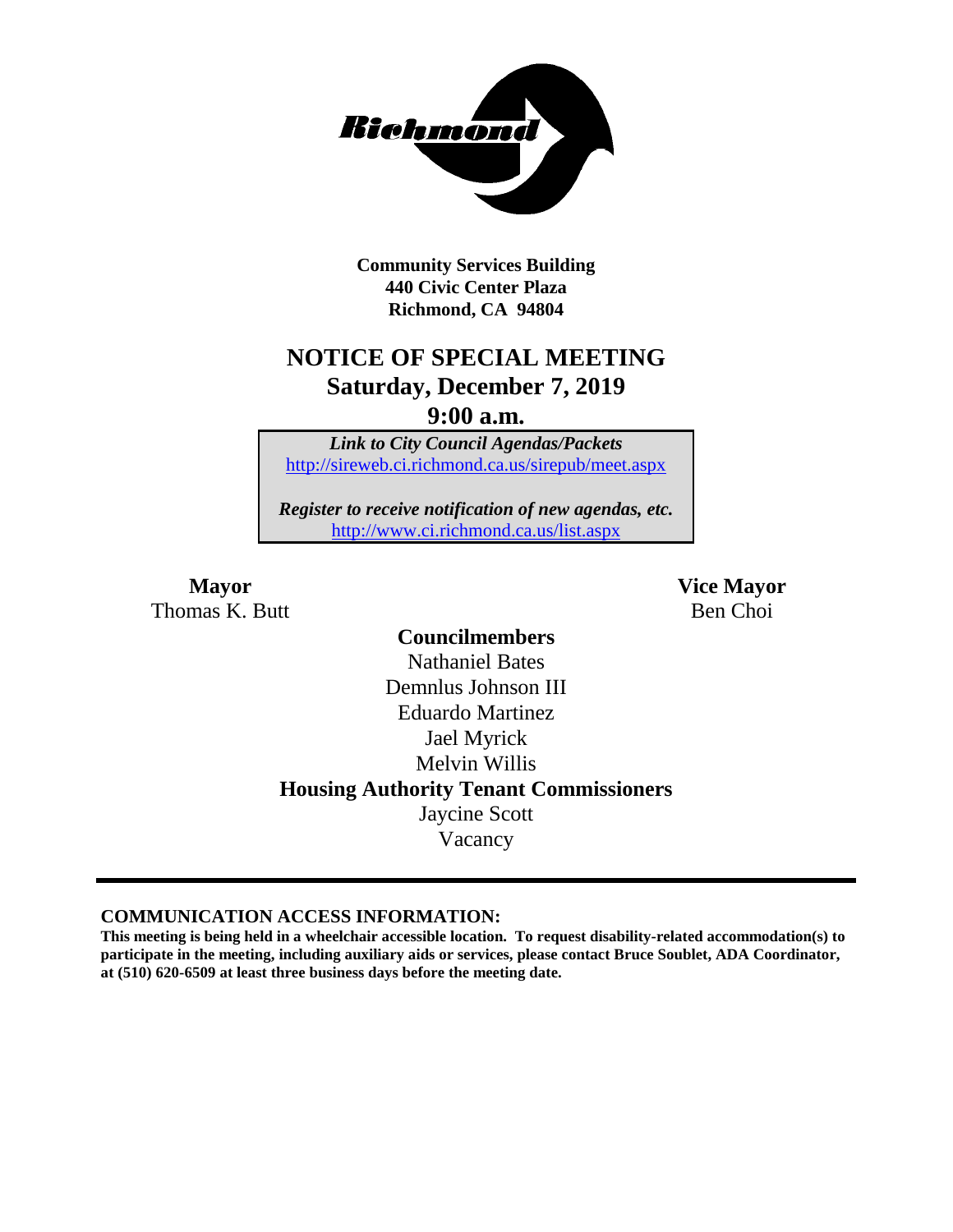**Community Services Building**
**440 Civic Center Plaza**
**Richmond, CA 94804**

# NOTICE OF SPECIAL MEETING
## Saturday, December 7, 2019
## 9:00 a.m.

***Link to City Council Agendas/Packets***
http://sireweb.ci.richmond.ca.us/sirepub/meet.aspx

***Register to receive notification of new agendas, etc.***
http://www.ci.richmond.ca.us/list.aspx

**Mayor**
Thomas K. Butt

**Vice Mayor**
Ben Choi

**Councilmembers**
Nathaniel Bates
Demnlus Johnson III
Eduardo Martinez
Jael Myrick
Melvin Willis

**Housing Authority Tenant Commissioners**
Jaycine Scott
Vacancy

---

**COMMUNICATION ACCESS INFORMATION:**

**This meeting is being held in a wheelchair accessible location. To request disability-related accommodation(s) to participate in the meeting, including auxiliary aids or services, please contact Bruce Soublet, ADA Coordinator, at (510) 620-6509 at least three business days before the meeting date.**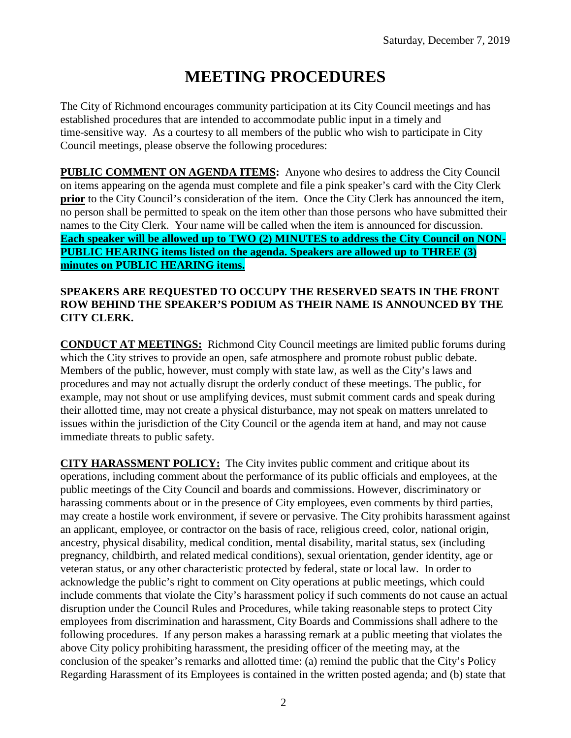# MEETING PROCEDURES

The City of Richmond encourages community participation at its City Council meetings and has established procedures that are intended to accommodate public input in a timely and time-sensitive way. As a courtesy to all members of the public who wish to participate in City Council meetings, please observe the following procedures:

**PUBLIC COMMENT ON AGENDA ITEMS:** Anyone who desires to address the City Council on items appearing on the agenda must complete and file a pink speaker's card with the City Clerk **prior** to the City Council's consideration of the item. Once the City Clerk has announced the item, no person shall be permitted to speak on the item other than those persons who have submitted their names to the City Clerk. Your name will be called when the item is announced for discussion. **Each speaker will be allowed up to TWO (2) MINUTES to address the City Council on NON-PUBLIC HEARING items listed on the agenda. Speakers are allowed up to THREE (3) minutes on PUBLIC HEARING items.**

**SPEAKERS ARE REQUESTED TO OCCUPY THE RESERVED SEATS IN THE FRONT ROW BEHIND THE SPEAKER'S PODIUM AS THEIR NAME IS ANNOUNCED BY THE CITY CLERK.**

**CONDUCT AT MEETINGS:** Richmond City Council meetings are limited public forums during which the City strives to provide an open, safe atmosphere and promote robust public debate. Members of the public, however, must comply with state law, as well as the City's laws and procedures and may not actually disrupt the orderly conduct of these meetings. The public, for example, may not shout or use amplifying devices, must submit comment cards and speak during their allotted time, may not create a physical disturbance, may not speak on matters unrelated to issues within the jurisdiction of the City Council or the agenda item at hand, and may not cause immediate threats to public safety.

**CITY HARASSMENT POLICY:** The City invites public comment and critique about its operations, including comment about the performance of its public officials and employees, at the public meetings of the City Council and boards and commissions. However, discriminatory or harassing comments about or in the presence of City employees, even comments by third parties, may create a hostile work environment, if severe or pervasive. The City prohibits harassment against an applicant, employee, or contractor on the basis of race, religious creed, color, national origin, ancestry, physical disability, medical condition, mental disability, marital status, sex (including pregnancy, childbirth, and related medical conditions), sexual orientation, gender identity, age or veteran status, or any other characteristic protected by federal, state or local law. In order to acknowledge the public's right to comment on City operations at public meetings, which could include comments that violate the City's harassment policy if such comments do not cause an actual disruption under the Council Rules and Procedures, while taking reasonable steps to protect City employees from discrimination and harassment, City Boards and Commissions shall adhere to the following procedures. If any person makes a harassing remark at a public meeting that violates the above City policy prohibiting harassment, the presiding officer of the meeting may, at the conclusion of the speaker's remarks and allotted time: (a) remind the public that the City's Policy Regarding Harassment of its Employees is contained in the written posted agenda; and (b) state that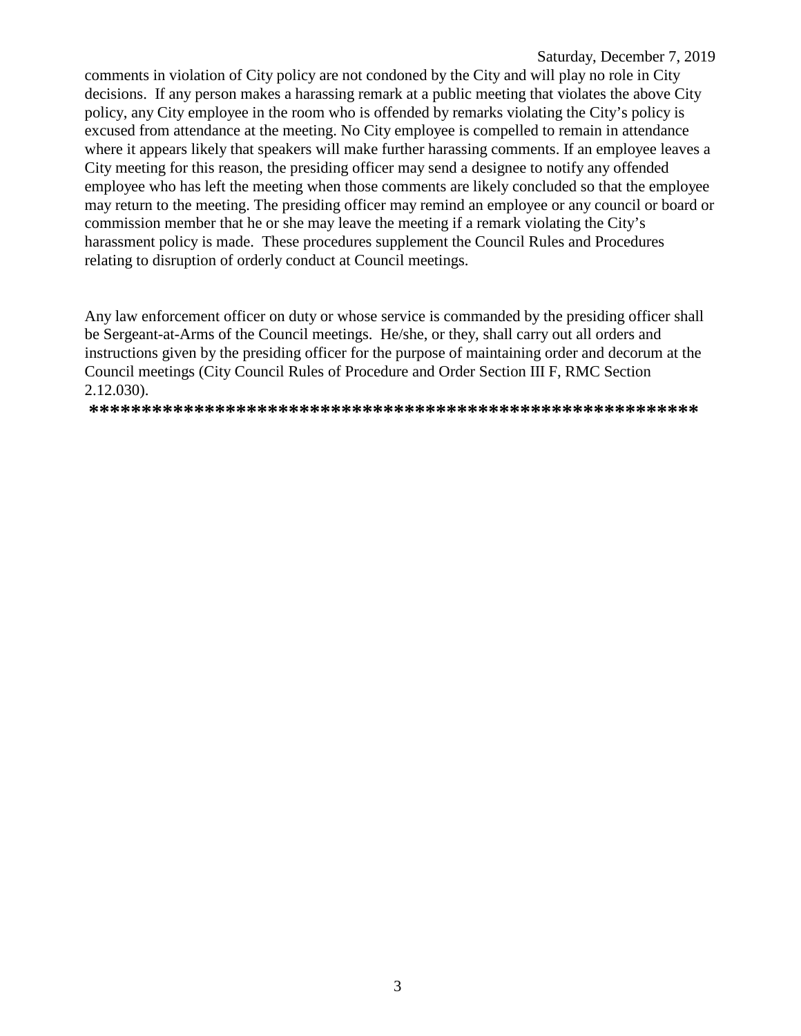comments in violation of City policy are not condoned by the City and will play no role in City decisions. If any person makes a harassing remark at a public meeting that violates the above City policy, any City employee in the room who is offended by remarks violating the City's policy is excused from attendance at the meeting. No City employee is compelled to remain in attendance where it appears likely that speakers will make further harassing comments. If an employee leaves a City meeting for this reason, the presiding officer may send a designee to notify any offended employee who has left the meeting when those comments are likely concluded so that the employee may return to the meeting. The presiding officer may remind an employee or any council or board or commission member that he or she may leave the meeting if a remark violating the City's harassment policy is made. These procedures supplement the Council Rules and Procedures relating to disruption of orderly conduct at Council meetings.

Any law enforcement officer on duty or whose service is commanded by the presiding officer shall be Sergeant-at-Arms of the Council meetings. He/she, or they, shall carry out all orders and instructions given by the presiding officer for the purpose of maintaining order and decorum at the Council meetings (City Council Rules of Procedure and Order Section III F, RMC Section 2.12.030).

**********************************************************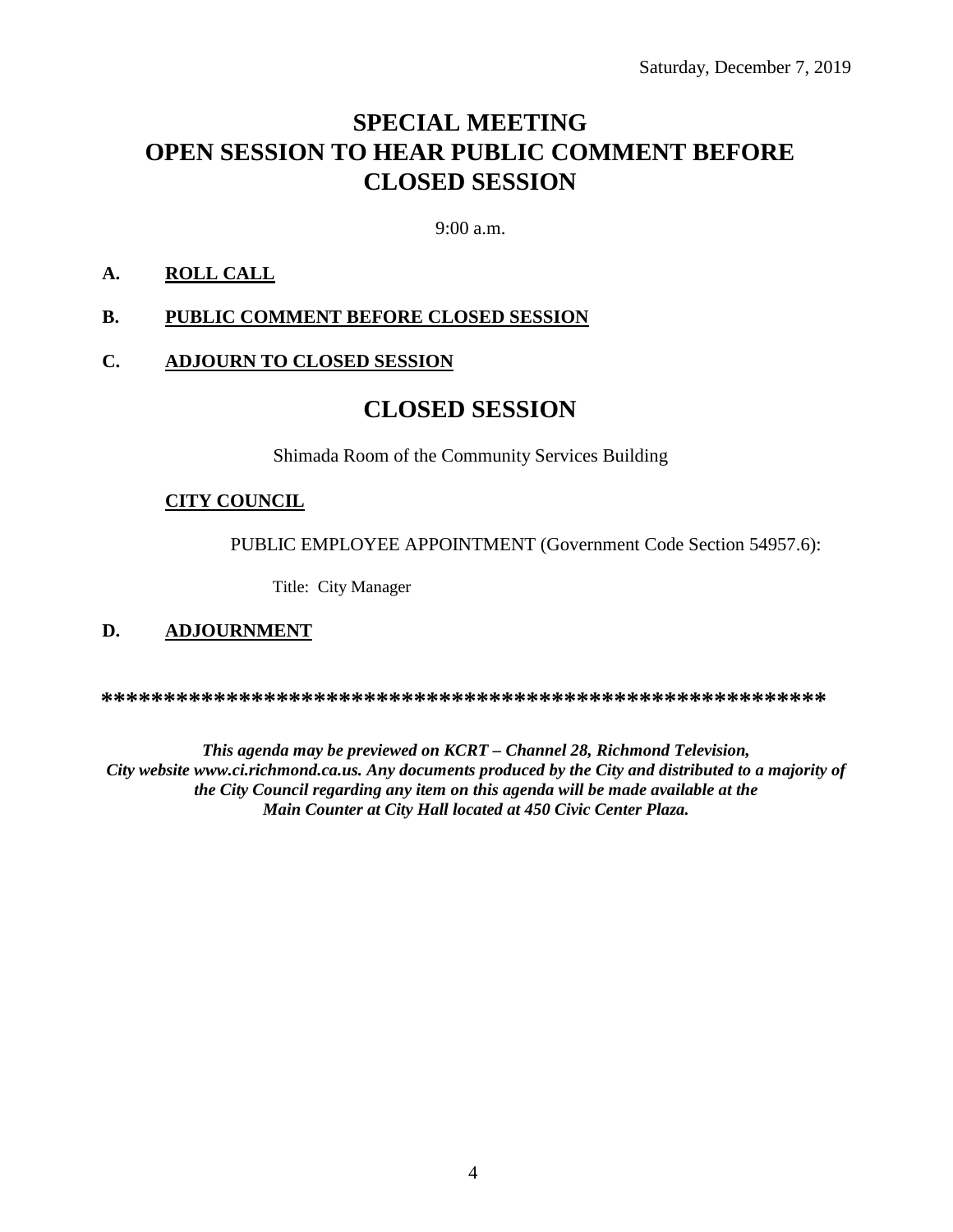Saturday, December 7, 2019

# SPECIAL MEETING
# OPEN SESSION TO HEAR PUBLIC COMMENT BEFORE CLOSED SESSION

9:00 a.m.

**A. ROLL CALL**

**B. PUBLIC COMMENT BEFORE CLOSED SESSION**

**C. ADJOURN TO CLOSED SESSION**

# CLOSED SESSION

Shimada Room of the Community Services Building

**CITY COUNCIL**

PUBLIC EMPLOYEE APPOINTMENT (Government Code Section 54957.6):

Title: City Manager

**D. ADJOURNMENT**

**\*\*\*\*\*\*\*\*\*\*\*\*\*\*\*\*\*\*\*\*\*\*\*\*\*\*\*\*\*\*\*\*\*\*\*\*\*\*\*\*\*\*\*\*\*\*\*\*\*\*\*\*\*\*\*\*\*\*\*\***

***This agenda may be previewed on KCRT – Channel 28, Richmond Television, City website www.ci.richmond.ca.us. Any documents produced by the City and distributed to a majority of the City Council regarding any item on this agenda will be made available at the Main Counter at City Hall located at 450 Civic Center Plaza.***